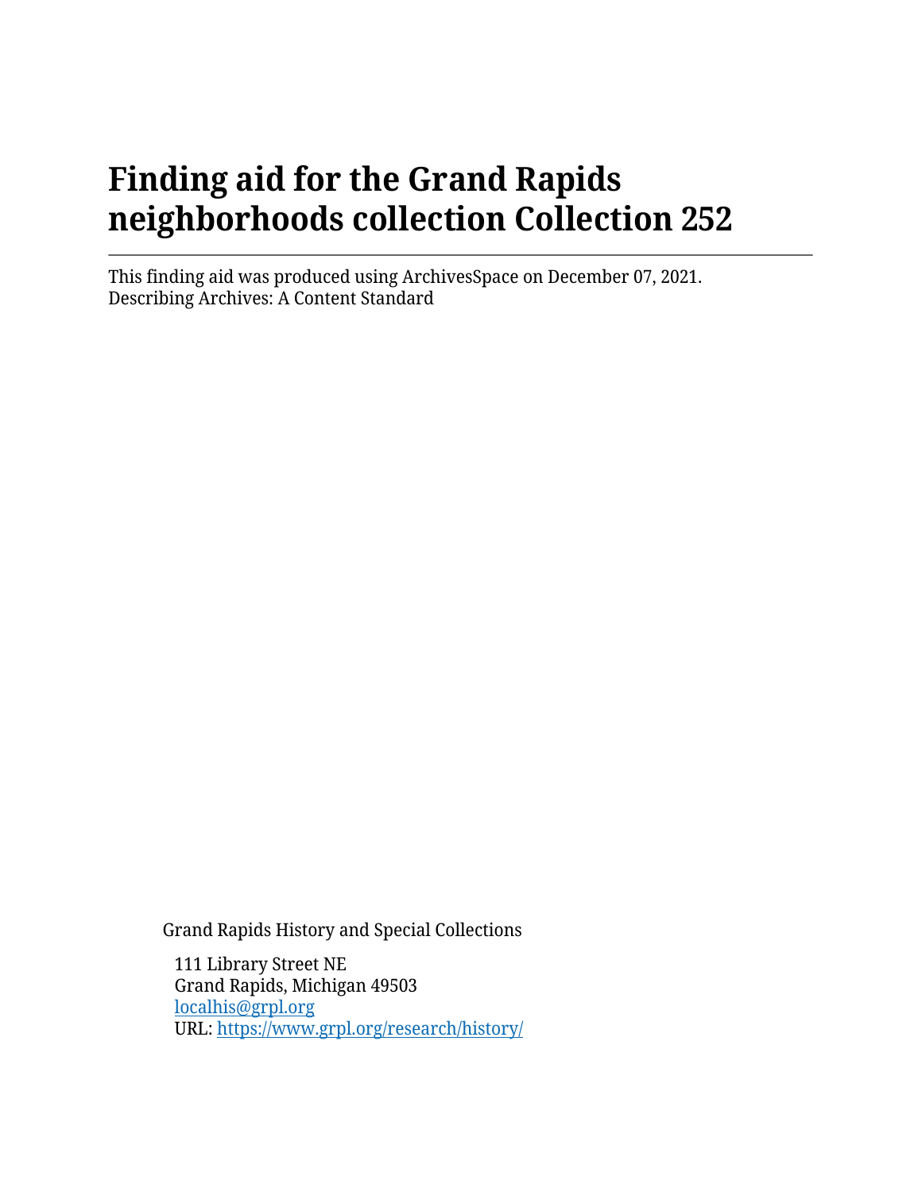# Finding aid for the Grand Rapids neighborhoods collection Collection 252

This finding aid was produced using ArchivesSpace on December 07, 2021.
Describing Archives: A Content Standard

Grand Rapids History and Special Collections

111 Library Street NE
Grand Rapids, Michigan 49503
localhis@grpl.org
URL: https://www.grpl.org/research/history/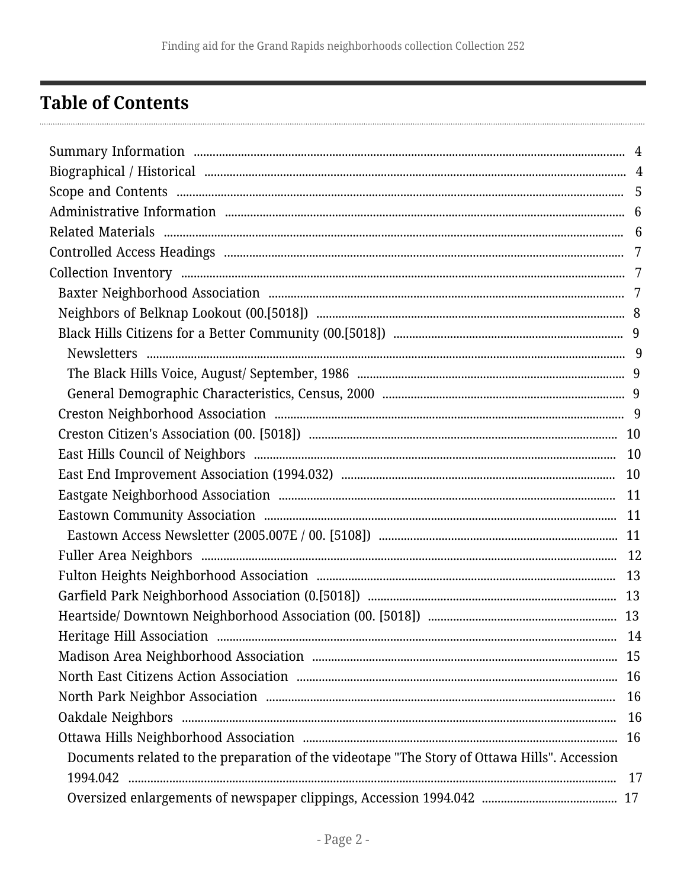# Table of Contents

- Summary Information ... 4
- Biographical / Historical ... 4
- Scope and Contents ... 5
- Administrative Information ... 6
- Related Materials ... 6
- Controlled Access Headings ... 7
- Collection Inventory ... 7
  - Baxter Neighborhood Association ... 7
  - Neighbors of Belknap Lookout (00.[5018]) ... 8
  - Black Hills Citizens for a Better Community (00.[5018]) ... 9
    - Newsletters ... 9
    - The Black Hills Voice, August/ September, 1986 ... 9
    - General Demographic Characteristics, Census, 2000 ... 9
  - Creston Neighborhood Association ... 9
  - Creston Citizen's Association (00. [5018]) ... 10
  - East Hills Council of Neighbors ... 10
  - East End Improvement Association (1994.032) ... 10
  - Eastgate Neighborhood Association ... 11
  - Eastown Community Association ... 11
    - Eastown Access Newsletter (2005.007E / 00. [5108]) ... 11
  - Fuller Area Neighbors ... 12
  - Fulton Heights Neighborhood Association ... 13
  - Garfield Park Neighborhood Association (0.[5018]) ... 13
  - Heartside/ Downtown Neighborhood Association (00. [5018]) ... 13
  - Heritage Hill Association ... 14
  - Madison Area Neighborhood Association ... 15
  - North East Citizens Action Association ... 16
  - North Park Neighbor Association ... 16
  - Oakdale Neighbors ... 16
  - Ottawa Hills Neighborhood Association ... 16
    - Documents related to the preparation of the videotape "The Story of Ottawa Hills". Accession 1994.042 ... 17
    - Oversized enlargements of newspaper clippings, Accession 1994.042 ... 17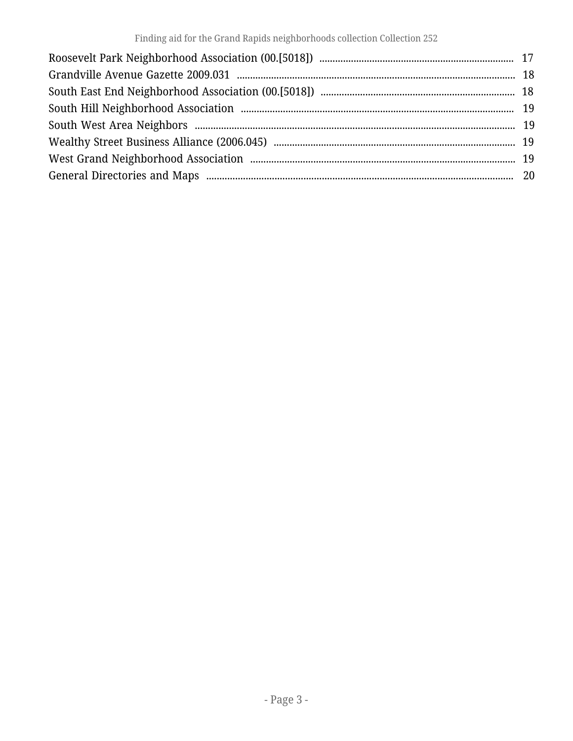Roosevelt Park Neighborhood Association (00.[5018]) ........................................................................ 17
Grandville Avenue Gazette 2009.031 ........................................................................................................ 18
South East End Neighborhood Association (00.[5018]) ...................................................................... 18
South Hill Neighborhood Association ....................................................................................................... 19
South West Area Neighbors ......................................................................................................................... 19
Wealthy Street Business Alliance (2006.045) ........................................................................................ 19
West Grand Neighborhood Association ................................................................................................... 19
General Directories and Maps .................................................................................................................... 20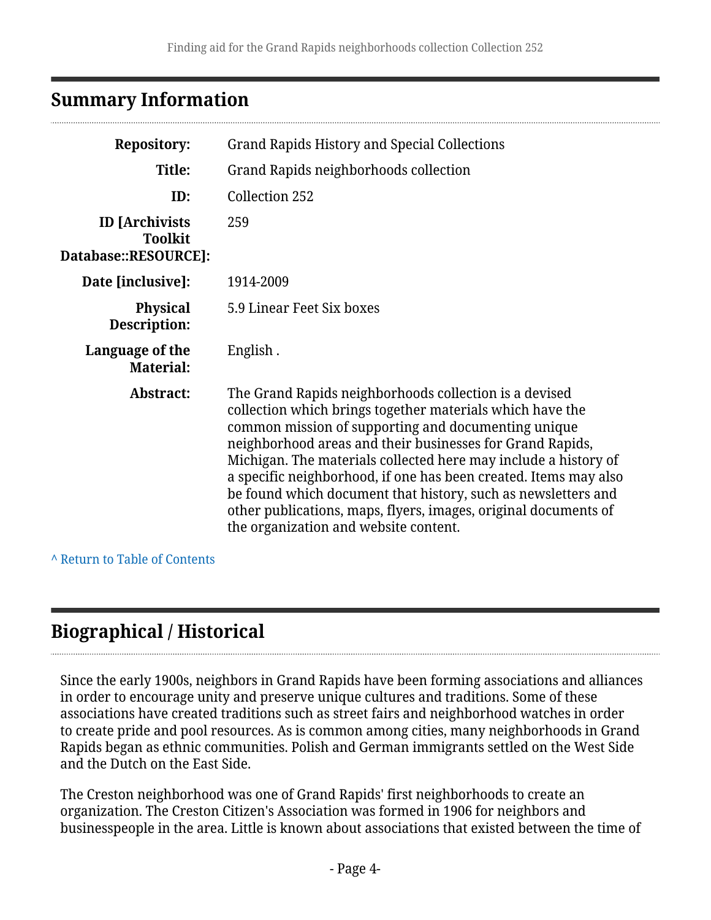## Summary Information

| | |
|---|---|
| **Repository:** | Grand Rapids History and Special Collections |
| **Title:** | Grand Rapids neighborhoods collection |
| **ID:** | Collection 252 |
| **ID [Archivists Toolkit Database::RESOURCE]:** | 259 |
| **Date [inclusive]:** | 1914-2009 |
| **Physical Description:** | 5.9 Linear Feet Six boxes |
| **Language of the Material:** | English . |
| **Abstract:** | The Grand Rapids neighborhoods collection is a devised collection which brings together materials which have the common mission of supporting and documenting unique neighborhood areas and their businesses for Grand Rapids, Michigan. The materials collected here may include a history of a specific neighborhood, if one has been created. Items may also be found which document that history, such as newsletters and other publications, maps, flyers, images, original documents of the organization and website content. |

^ Return to Table of Contents

## Biographical / Historical

Since the early 1900s, neighbors in Grand Rapids have been forming associations and alliances in order to encourage unity and preserve unique cultures and traditions. Some of these associations have created traditions such as street fairs and neighborhood watches in order to create pride and pool resources. As is common among cities, many neighborhoods in Grand Rapids began as ethnic communities. Polish and German immigrants settled on the West Side and the Dutch on the East Side.

The Creston neighborhood was one of Grand Rapids' first neighborhoods to create an organization. The Creston Citizen's Association was formed in 1906 for neighbors and businesspeople in the area. Little is known about associations that existed between the time of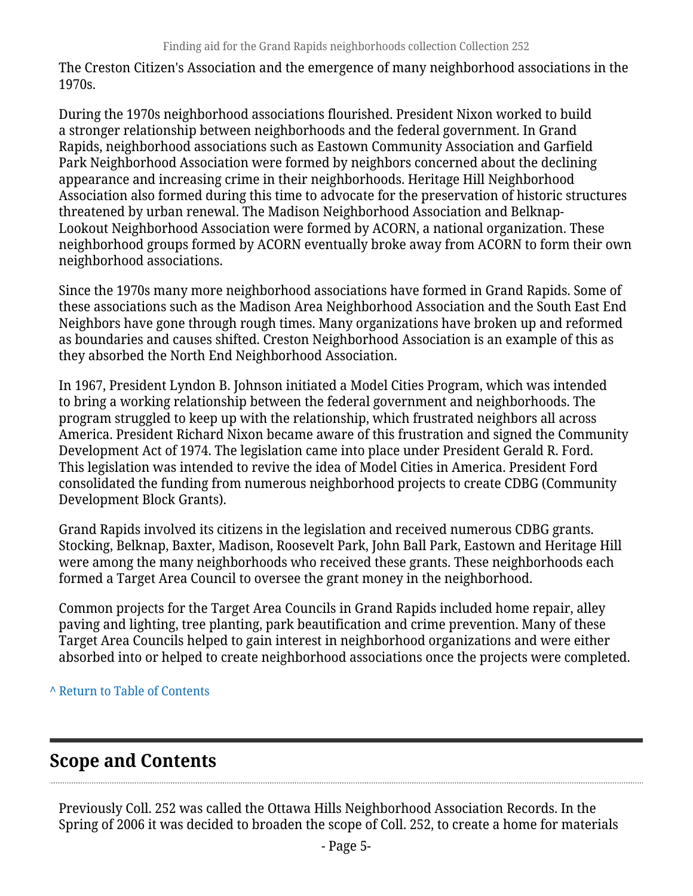The Creston Citizen's Association and the emergence of many neighborhood associations in the 1970s.

During the 1970s neighborhood associations flourished. President Nixon worked to build a stronger relationship between neighborhoods and the federal government. In Grand Rapids, neighborhood associations such as Eastown Community Association and Garfield Park Neighborhood Association were formed by neighbors concerned about the declining appearance and increasing crime in their neighborhoods. Heritage Hill Neighborhood Association also formed during this time to advocate for the preservation of historic structures threatened by urban renewal. The Madison Neighborhood Association and Belknap-Lookout Neighborhood Association were formed by ACORN, a national organization. These neighborhood groups formed by ACORN eventually broke away from ACORN to form their own neighborhood associations.

Since the 1970s many more neighborhood associations have formed in Grand Rapids. Some of these associations such as the Madison Area Neighborhood Association and the South East End Neighbors have gone through rough times. Many organizations have broken up and reformed as boundaries and causes shifted. Creston Neighborhood Association is an example of this as they absorbed the North End Neighborhood Association.

In 1967, President Lyndon B. Johnson initiated a Model Cities Program, which was intended to bring a working relationship between the federal government and neighborhoods. The program struggled to keep up with the relationship, which frustrated neighbors all across America. President Richard Nixon became aware of this frustration and signed the Community Development Act of 1974. The legislation came into place under President Gerald R. Ford. This legislation was intended to revive the idea of Model Cities in America. President Ford consolidated the funding from numerous neighborhood projects to create CDBG (Community Development Block Grants).

Grand Rapids involved its citizens in the legislation and received numerous CDBG grants. Stocking, Belknap, Baxter, Madison, Roosevelt Park, John Ball Park, Eastown and Heritage Hill were among the many neighborhoods who received these grants. These neighborhoods each formed a Target Area Council to oversee the grant money in the neighborhood.

Common projects for the Target Area Councils in Grand Rapids included home repair, alley paving and lighting, tree planting, park beautification and crime prevention. Many of these Target Area Councils helped to gain interest in neighborhood organizations and were either absorbed into or helped to create neighborhood associations once the projects were completed.

^ Return to Table of Contents

## Scope and Contents

Previously Coll. 252 was called the Ottawa Hills Neighborhood Association Records. In the Spring of 2006 it was decided to broaden the scope of Coll. 252, to create a home for materials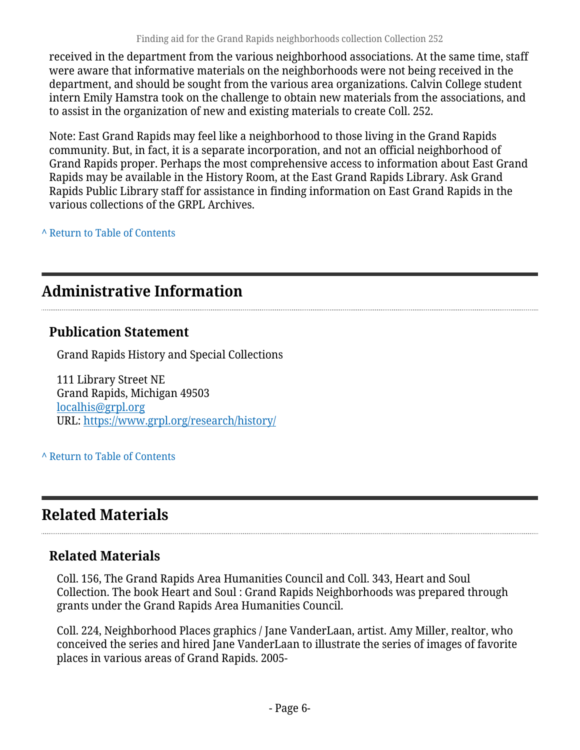received in the department from the various neighborhood associations. At the same time, staff were aware that informative materials on the neighborhoods were not being received in the department, and should be sought from the various area organizations. Calvin College student intern Emily Hamstra took on the challenge to obtain new materials from the associations, and to assist in the organization of new and existing materials to create Coll. 252.

Note: East Grand Rapids may feel like a neighborhood to those living in the Grand Rapids community. But, in fact, it is a separate incorporation, and not an official neighborhood of Grand Rapids proper. Perhaps the most comprehensive access to information about East Grand Rapids may be available in the History Room, at the East Grand Rapids Library. Ask Grand Rapids Public Library staff for assistance in finding information on East Grand Rapids in the various collections of the GRPL Archives.

^ Return to Table of Contents

## Administrative Information

### Publication Statement

Grand Rapids History and Special Collections

111 Library Street NE
Grand Rapids, Michigan 49503
localhis@grpl.org
URL: https://www.grpl.org/research/history/

^ Return to Table of Contents

## Related Materials

### Related Materials

Coll. 156, The Grand Rapids Area Humanities Council and Coll. 343, Heart and Soul Collection. The book Heart and Soul : Grand Rapids Neighborhoods was prepared through grants under the Grand Rapids Area Humanities Council.

Coll. 224, Neighborhood Places graphics / Jane VanderLaan, artist. Amy Miller, realtor, who conceived the series and hired Jane VanderLaan to illustrate the series of images of favorite places in various areas of Grand Rapids. 2005-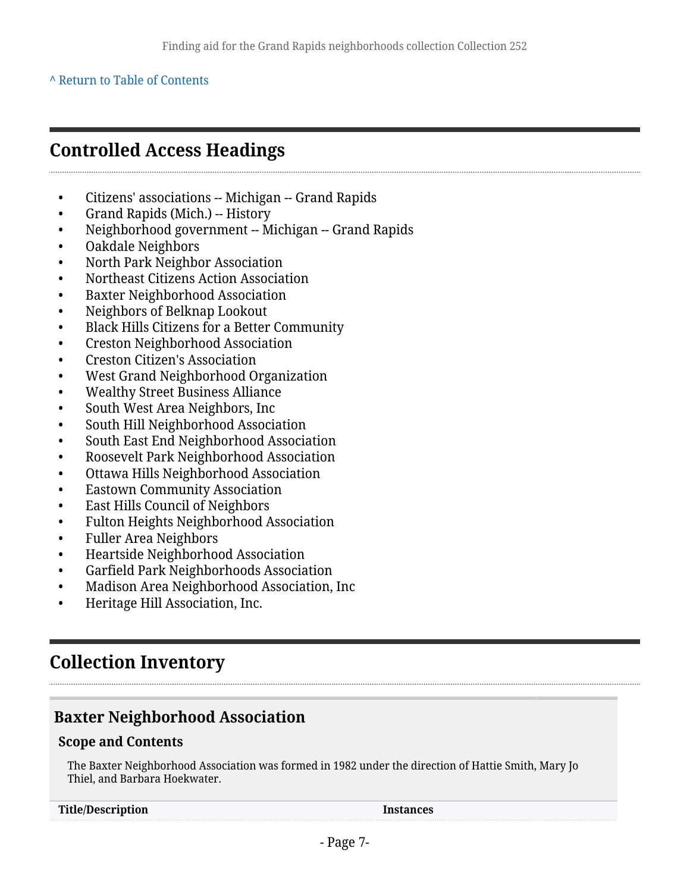^ Return to Table of Contents

## Controlled Access Headings

- Citizens' associations -- Michigan -- Grand Rapids
- Grand Rapids (Mich.) -- History
- Neighborhood government -- Michigan -- Grand Rapids
- Oakdale Neighbors
- North Park Neighbor Association
- Northeast Citizens Action Association
- Baxter Neighborhood Association
- Neighbors of Belknap Lookout
- Black Hills Citizens for a Better Community
- Creston Neighborhood Association
- Creston Citizen's Association
- West Grand Neighborhood Organization
- Wealthy Street Business Alliance
- South West Area Neighbors, Inc
- South Hill Neighborhood Association
- South East End Neighborhood Association
- Roosevelt Park Neighborhood Association
- Ottawa Hills Neighborhood Association
- Eastown Community Association
- East Hills Council of Neighbors
- Fulton Heights Neighborhood Association
- Fuller Area Neighbors
- Heartside Neighborhood Association
- Garfield Park Neighborhoods Association
- Madison Area Neighborhood Association, Inc
- Heritage Hill Association, Inc.

## Collection Inventory

### Baxter Neighborhood Association

#### Scope and Contents

The Baxter Neighborhood Association was formed in 1982 under the direction of Hattie Smith, Mary Jo Thiel, and Barbara Hoekwater.

| Title/Description | Instances |
| --- | --- |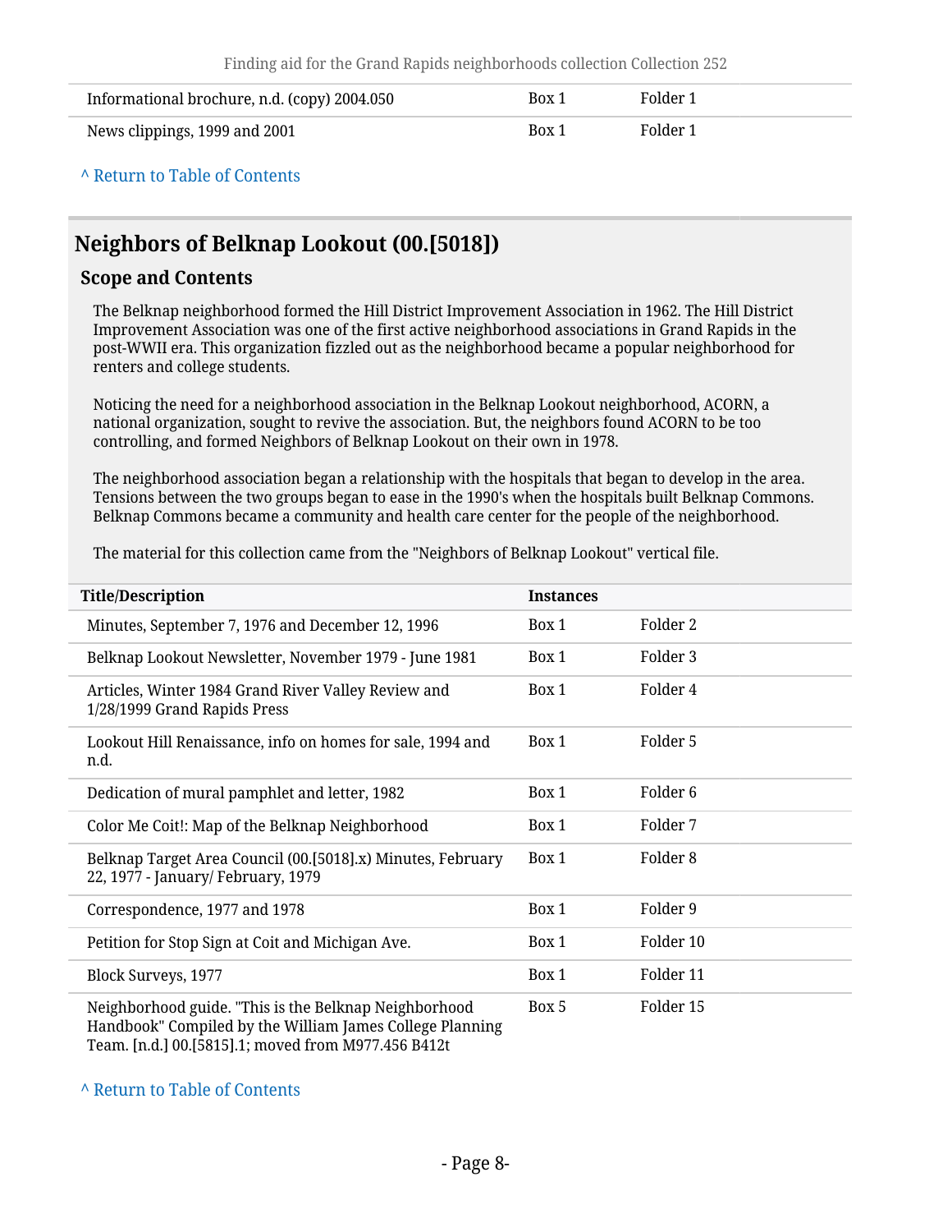| | | |
|---|---|---|
| Informational brochure, n.d. (copy) 2004.050 | Box 1 | Folder 1 |
| News clippings, 1999 and 2001 | Box 1 | Folder 1 |

^ Return to Table of Contents

## Neighbors of Belknap Lookout (00.[5018])

### Scope and Contents

The Belknap neighborhood formed the Hill District Improvement Association in 1962. The Hill District Improvement Association was one of the first active neighborhood associations in Grand Rapids in the post-WWII era. This organization fizzled out as the neighborhood became a popular neighborhood for renters and college students.

Noticing the need for a neighborhood association in the Belknap Lookout neighborhood, ACORN, a national organization, sought to revive the association. But, the neighbors found ACORN to be too controlling, and formed Neighbors of Belknap Lookout on their own in 1978.

The neighborhood association began a relationship with the hospitals that began to develop in the area. Tensions between the two groups began to ease in the 1990's when the hospitals built Belknap Commons. Belknap Commons became a community and health care center for the people of the neighborhood.

The material for this collection came from the "Neighbors of Belknap Lookout" vertical file.

| Title/Description | Instances | |
|---|---|---|
| Minutes, September 7, 1976 and December 12, 1996 | Box 1 | Folder 2 |
| Belknap Lookout Newsletter, November 1979 - June 1981 | Box 1 | Folder 3 |
| Articles, Winter 1984 Grand River Valley Review and 1/28/1999 Grand Rapids Press | Box 1 | Folder 4 |
| Lookout Hill Renaissance, info on homes for sale, 1994 and n.d. | Box 1 | Folder 5 |
| Dedication of mural pamphlet and letter, 1982 | Box 1 | Folder 6 |
| Color Me Coit!: Map of the Belknap Neighborhood | Box 1 | Folder 7 |
| Belknap Target Area Council (00.[5018].x) Minutes, February 22, 1977 - January/ February, 1979 | Box 1 | Folder 8 |
| Correspondence, 1977 and 1978 | Box 1 | Folder 9 |
| Petition for Stop Sign at Coit and Michigan Ave. | Box 1 | Folder 10 |
| Block Surveys, 1977 | Box 1 | Folder 11 |
| Neighborhood guide. "This is the Belknap Neighborhood Handbook" Compiled by the William James College Planning Team. [n.d.] 00.[5815].1; moved from M977.456 B412t | Box 5 | Folder 15 |

^ Return to Table of Contents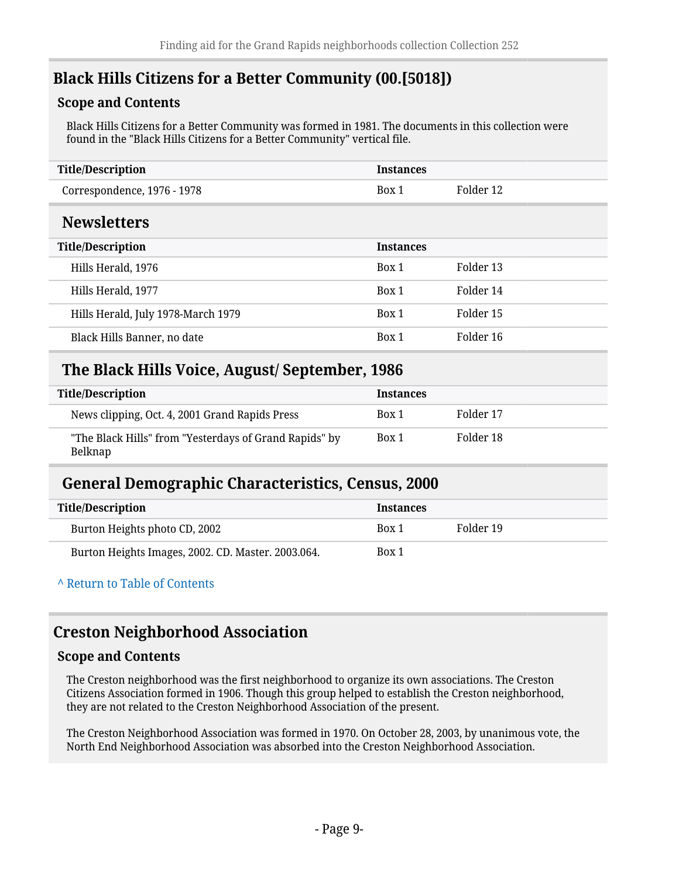## Black Hills Citizens for a Better Community (00.[5018])

### Scope and Contents

Black Hills Citizens for a Better Community was formed in 1981. The documents in this collection were found in the "Black Hills Citizens for a Better Community" vertical file.

| Title/Description | Instances | |
|---|---|---|
| Correspondence, 1976 - 1978 | Box 1 | Folder 12 |

### Newsletters

| Title/Description | Instances | |
|---|---|---|
| Hills Herald, 1976 | Box 1 | Folder 13 |
| Hills Herald, 1977 | Box 1 | Folder 14 |
| Hills Herald, July 1978-March 1979 | Box 1 | Folder 15 |
| Black Hills Banner, no date | Box 1 | Folder 16 |

### The Black Hills Voice, August/ September, 1986

| Title/Description | Instances | |
|---|---|---|
| News clipping, Oct. 4, 2001 Grand Rapids Press | Box 1 | Folder 17 |
| "The Black Hills" from "Yesterdays of Grand Rapids" by Belknap | Box 1 | Folder 18 |

### General Demographic Characteristics, Census, 2000

| Title/Description | Instances | |
|---|---|---|
| Burton Heights photo CD, 2002 | Box 1 | Folder 19 |
| Burton Heights Images, 2002. CD. Master. 2003.064. | Box 1 | |

^ Return to Table of Contents

## Creston Neighborhood Association

### Scope and Contents

The Creston neighborhood was the first neighborhood to organize its own associations. The Creston Citizens Association formed in 1906. Though this group helped to establish the Creston neighborhood, they are not related to the Creston Neighborhood Association of the present.

The Creston Neighborhood Association was formed in 1970. On October 28, 2003, by unanimous vote, the North End Neighborhood Association was absorbed into the Creston Neighborhood Association.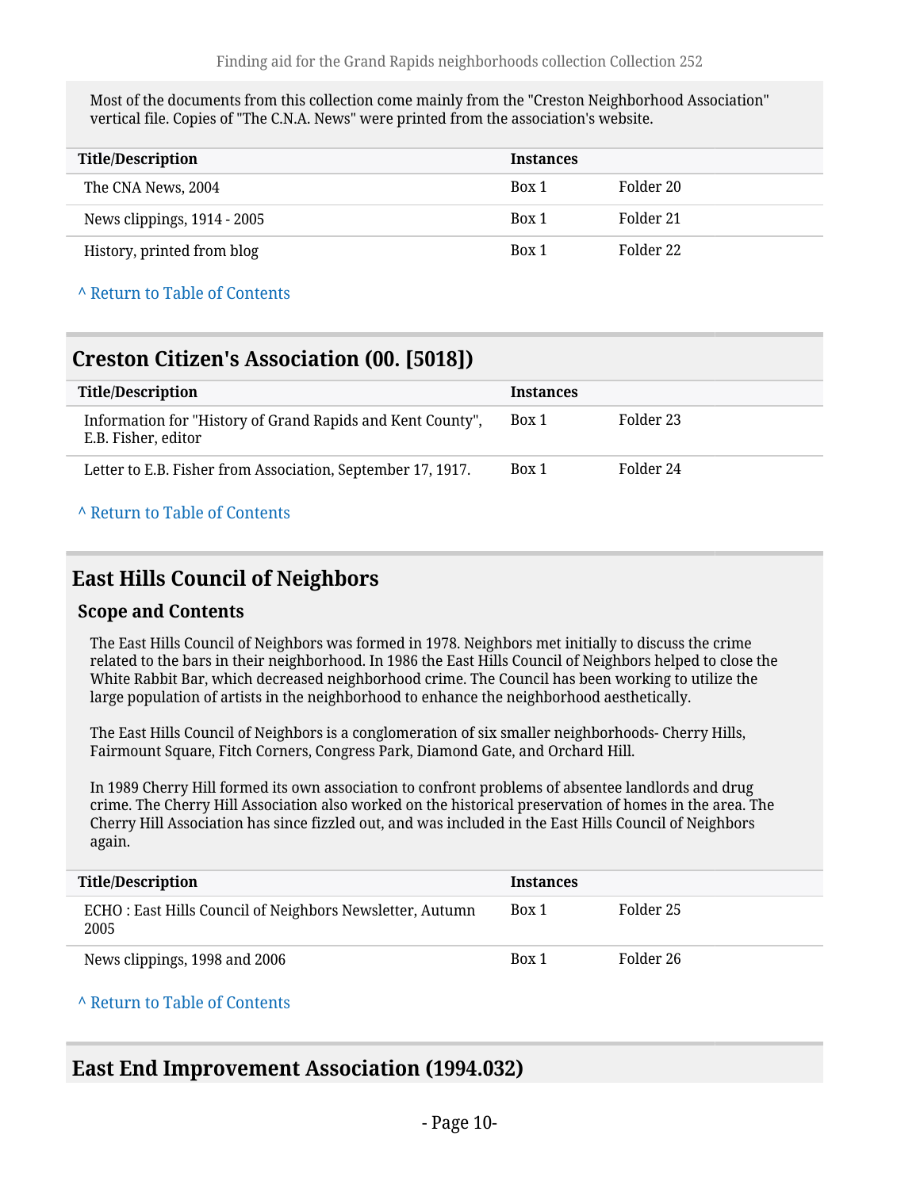Most of the documents from this collection come mainly from the "Creston Neighborhood Association" vertical file. Copies of "The C.N.A. News" were printed from the association's website.

| Title/Description | Instances | |
|---|---|---|
| The CNA News, 2004 | Box 1 | Folder 20 |
| News clippings, 1914 - 2005 | Box 1 | Folder 21 |
| History, printed from blog | Box 1 | Folder 22 |

^ Return to Table of Contents

## Creston Citizen's Association (00. [5018])

| Title/Description | Instances | |
|---|---|---|
| Information for "History of Grand Rapids and Kent County", E.B. Fisher, editor | Box 1 | Folder 23 |
| Letter to E.B. Fisher from Association, September 17, 1917. | Box 1 | Folder 24 |

^ Return to Table of Contents

## East Hills Council of Neighbors

### Scope and Contents

The East Hills Council of Neighbors was formed in 1978. Neighbors met initially to discuss the crime related to the bars in their neighborhood. In 1986 the East Hills Council of Neighbors helped to close the White Rabbit Bar, which decreased neighborhood crime. The Council has been working to utilize the large population of artists in the neighborhood to enhance the neighborhood aesthetically.

The East Hills Council of Neighbors is a conglomeration of six smaller neighborhoods- Cherry Hills, Fairmount Square, Fitch Corners, Congress Park, Diamond Gate, and Orchard Hill.

In 1989 Cherry Hill formed its own association to confront problems of absentee landlords and drug crime. The Cherry Hill Association also worked on the historical preservation of homes in the area. The Cherry Hill Association has since fizzled out, and was included in the East Hills Council of Neighbors again.

| Title/Description | Instances | |
|---|---|---|
| ECHO : East Hills Council of Neighbors Newsletter, Autumn 2005 | Box 1 | Folder 25 |
| News clippings, 1998 and 2006 | Box 1 | Folder 26 |

^ Return to Table of Contents

## East End Improvement Association (1994.032)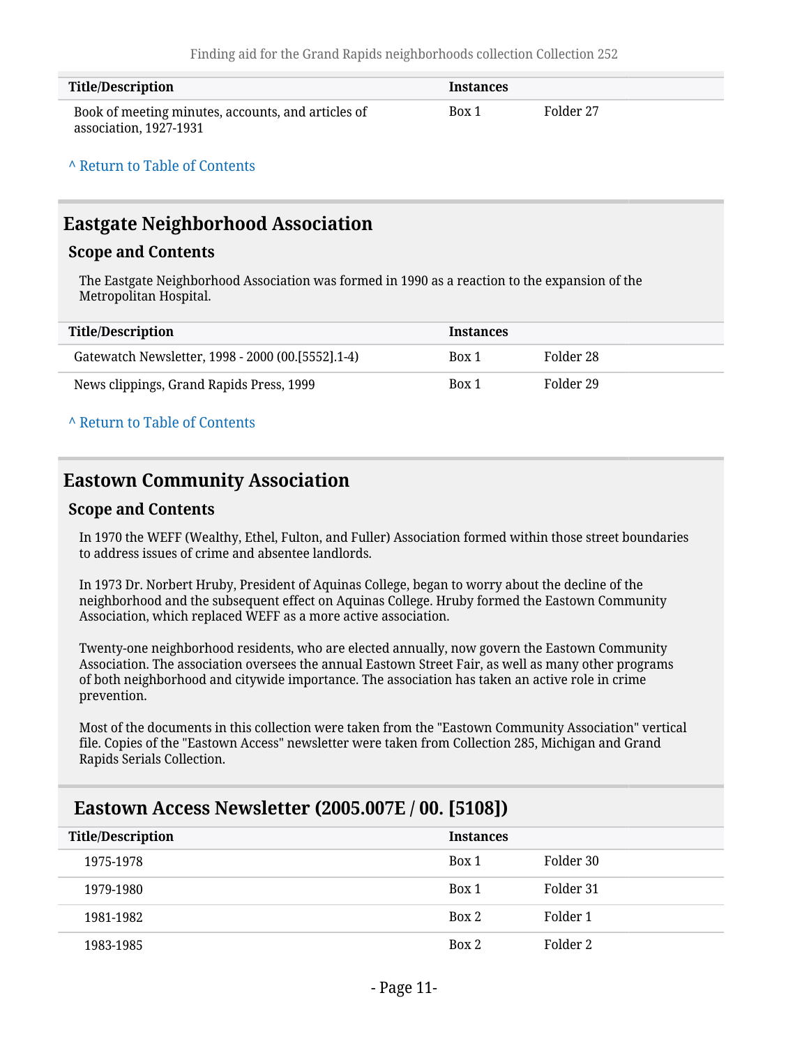| Title/Description | Instances | |
|---|---|---|
| Book of meeting minutes, accounts, and articles of association, 1927-1931 | Box 1 | Folder 27 |

^ Return to Table of Contents

## Eastgate Neighborhood Association

### Scope and Contents

The Eastgate Neighborhood Association was formed in 1990 as a reaction to the expansion of the Metropolitan Hospital.

| Title/Description | Instances | |
|---|---|---|
| Gatewatch Newsletter, 1998 - 2000 (00.[5552].1-4) | Box 1 | Folder 28 |
| News clippings, Grand Rapids Press, 1999 | Box 1 | Folder 29 |

^ Return to Table of Contents

## Eastown Community Association

### Scope and Contents

In 1970 the WEFF (Wealthy, Ethel, Fulton, and Fuller) Association formed within those street boundaries to address issues of crime and absentee landlords.

In 1973 Dr. Norbert Hruby, President of Aquinas College, began to worry about the decline of the neighborhood and the subsequent effect on Aquinas College. Hruby formed the Eastown Community Association, which replaced WEFF as a more active association.

Twenty-one neighborhood residents, who are elected annually, now govern the Eastown Community Association. The association oversees the annual Eastown Street Fair, as well as many other programs of both neighborhood and citywide importance. The association has taken an active role in crime prevention.

Most of the documents in this collection were taken from the "Eastown Community Association" vertical file. Copies of the "Eastown Access" newsletter were taken from Collection 285, Michigan and Grand Rapids Serials Collection.

### Eastown Access Newsletter (2005.007E / 00. [5108])

| Title/Description | Instances | |
|---|---|---|
| 1975-1978 | Box 1 | Folder 30 |
| 1979-1980 | Box 1 | Folder 31 |
| 1981-1982 | Box 2 | Folder 1 |
| 1983-1985 | Box 2 | Folder 2 |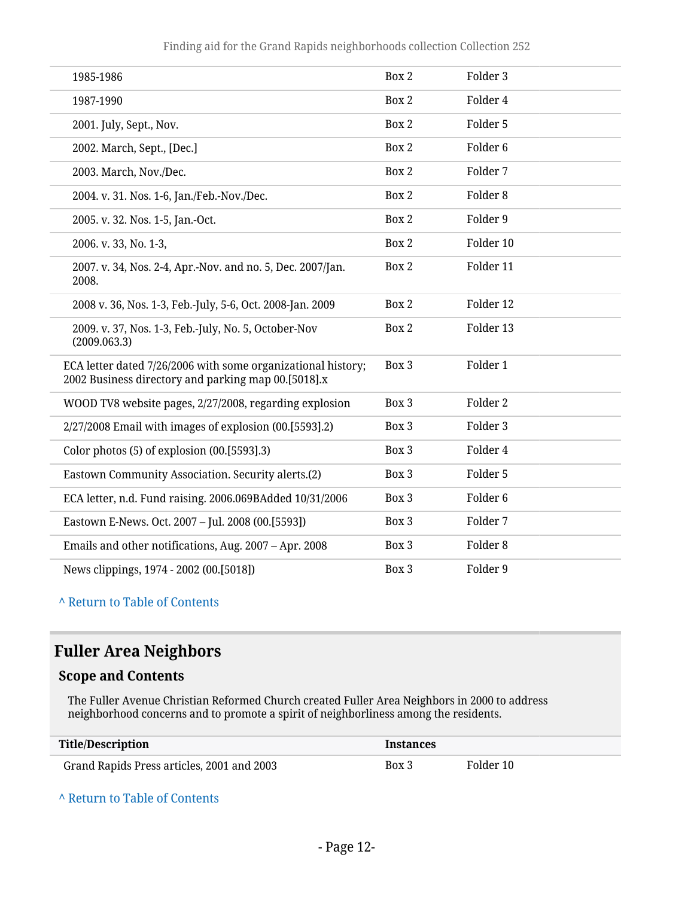| | | |
|---|---|---|
| 1985-1986 | Box 2 | Folder 3 |
| 1987-1990 | Box 2 | Folder 4 |
| 2001. July, Sept., Nov. | Box 2 | Folder 5 |
| 2002. March, Sept., [Dec.] | Box 2 | Folder 6 |
| 2003. March, Nov./Dec. | Box 2 | Folder 7 |
| 2004. v. 31. Nos. 1-6, Jan./Feb.-Nov./Dec. | Box 2 | Folder 8 |
| 2005. v. 32. Nos. 1-5, Jan.-Oct. | Box 2 | Folder 9 |
| 2006. v. 33, No. 1-3, | Box 2 | Folder 10 |
| 2007. v. 34, Nos. 2-4, Apr.-Nov. and no. 5, Dec. 2007/Jan. 2008. | Box 2 | Folder 11 |
| 2008 v. 36, Nos. 1-3, Feb.-July, 5-6, Oct. 2008-Jan. 2009 | Box 2 | Folder 12 |
| 2009. v. 37, Nos. 1-3, Feb.-July, No. 5, October-Nov (2009.063.3) | Box 2 | Folder 13 |
| ECA letter dated 7/26/2006 with some organizational history; 2002 Business directory and parking map 00.[5018].x | Box 3 | Folder 1 |
| WOOD TV8 website pages, 2/27/2008, regarding explosion | Box 3 | Folder 2 |
| 2/27/2008 Email with images of explosion (00.[5593].2) | Box 3 | Folder 3 |
| Color photos (5) of explosion (00.[5593].3) | Box 3 | Folder 4 |
| Eastown Community Association. Security alerts.(2) | Box 3 | Folder 5 |
| ECA letter, n.d. Fund raising. 2006.069BAdded 10/31/2006 | Box 3 | Folder 6 |
| Eastown E-News. Oct. 2007 – Jul. 2008 (00.[5593]) | Box 3 | Folder 7 |
| Emails and other notifications, Aug. 2007 – Apr. 2008 | Box 3 | Folder 8 |
| News clippings, 1974 - 2002 (00.[5018]) | Box 3 | Folder 9 |

^ Return to Table of Contents

## Fuller Area Neighbors

### Scope and Contents

The Fuller Avenue Christian Reformed Church created Fuller Area Neighbors in 2000 to address neighborhood concerns and to promote a spirit of neighborliness among the residents.

| Title/Description | Instances | |
|---|---|---|
| Grand Rapids Press articles, 2001 and 2003 | Box 3 | Folder 10 |

^ Return to Table of Contents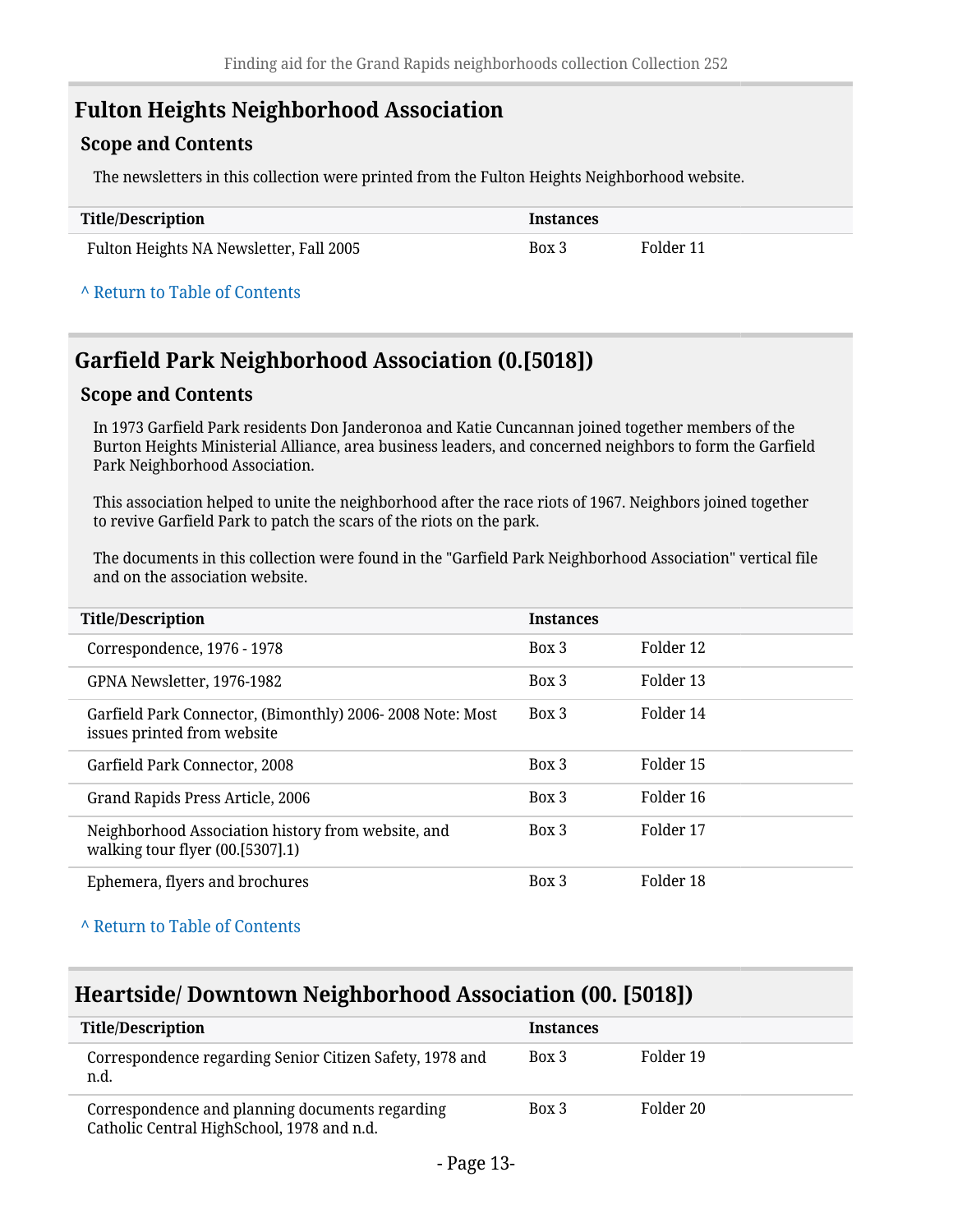## Fulton Heights Neighborhood Association

### Scope and Contents

The newsletters in this collection were printed from the Fulton Heights Neighborhood website.

| Title/Description | Instances | |
|---|---|---|
| Fulton Heights NA Newsletter, Fall 2005 | Box 3 | Folder 11 |

^ Return to Table of Contents

## Garfield Park Neighborhood Association (0.[5018])

### Scope and Contents

In 1973 Garfield Park residents Don Janderonoa and Katie Cuncannan joined together members of the Burton Heights Ministerial Alliance, area business leaders, and concerned neighbors to form the Garfield Park Neighborhood Association.

This association helped to unite the neighborhood after the race riots of 1967. Neighbors joined together to revive Garfield Park to patch the scars of the riots on the park.

The documents in this collection were found in the "Garfield Park Neighborhood Association" vertical file and on the association website.

| Title/Description | Instances | |
|---|---|---|
| Correspondence, 1976 - 1978 | Box 3 | Folder 12 |
| GPNA Newsletter, 1976-1982 | Box 3 | Folder 13 |
| Garfield Park Connector, (Bimonthly) 2006- 2008 Note: Most issues printed from website | Box 3 | Folder 14 |
| Garfield Park Connector, 2008 | Box 3 | Folder 15 |
| Grand Rapids Press Article, 2006 | Box 3 | Folder 16 |
| Neighborhood Association history from website, and walking tour flyer (00.[5307].1) | Box 3 | Folder 17 |
| Ephemera, flyers and brochures | Box 3 | Folder 18 |

^ Return to Table of Contents

## Heartside/ Downtown Neighborhood Association (00. [5018])

| Title/Description | Instances | |
|---|---|---|
| Correspondence regarding Senior Citizen Safety, 1978 and n.d. | Box 3 | Folder 19 |
| Correspondence and planning documents regarding Catholic Central HighSchool, 1978 and n.d. | Box 3 | Folder 20 |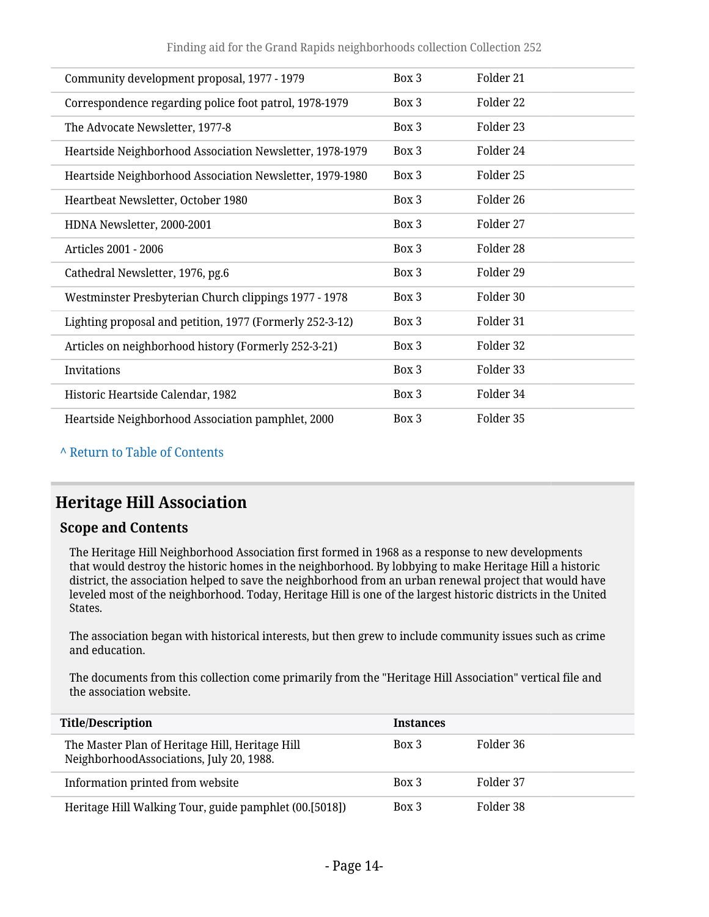| | | |
|---|---|---|
| Community development proposal, 1977 - 1979 | Box 3 | Folder 21 |
| Correspondence regarding police foot patrol, 1978-1979 | Box 3 | Folder 22 |
| The Advocate Newsletter, 1977-8 | Box 3 | Folder 23 |
| Heartside Neighborhood Association Newsletter, 1978-1979 | Box 3 | Folder 24 |
| Heartside Neighborhood Association Newsletter, 1979-1980 | Box 3 | Folder 25 |
| Heartbeat Newsletter, October 1980 | Box 3 | Folder 26 |
| HDNA Newsletter, 2000-2001 | Box 3 | Folder 27 |
| Articles 2001 - 2006 | Box 3 | Folder 28 |
| Cathedral Newsletter, 1976, pg.6 | Box 3 | Folder 29 |
| Westminster Presbyterian Church clippings 1977 - 1978 | Box 3 | Folder 30 |
| Lighting proposal and petition, 1977 (Formerly 252-3-12) | Box 3 | Folder 31 |
| Articles on neighborhood history (Formerly 252-3-21) | Box 3 | Folder 32 |
| Invitations | Box 3 | Folder 33 |
| Historic Heartside Calendar, 1982 | Box 3 | Folder 34 |
| Heartside Neighborhood Association pamphlet, 2000 | Box 3 | Folder 35 |

^ Return to Table of Contents

## Heritage Hill Association

### Scope and Contents

The Heritage Hill Neighborhood Association first formed in 1968 as a response to new developments that would destroy the historic homes in the neighborhood. By lobbying to make Heritage Hill a historic district, the association helped to save the neighborhood from an urban renewal project that would have leveled most of the neighborhood. Today, Heritage Hill is one of the largest historic districts in the United States.

The association began with historical interests, but then grew to include community issues such as crime and education.

The documents from this collection come primarily from the "Heritage Hill Association" vertical file and the association website.

| Title/Description | Instances | |
|---|---|---|
| The Master Plan of Heritage Hill, Heritage Hill NeighborhoodAssociations, July 20, 1988. | Box 3 | Folder 36 |
| Information printed from website | Box 3 | Folder 37 |
| Heritage Hill Walking Tour, guide pamphlet (00.[5018]) | Box 3 | Folder 38 |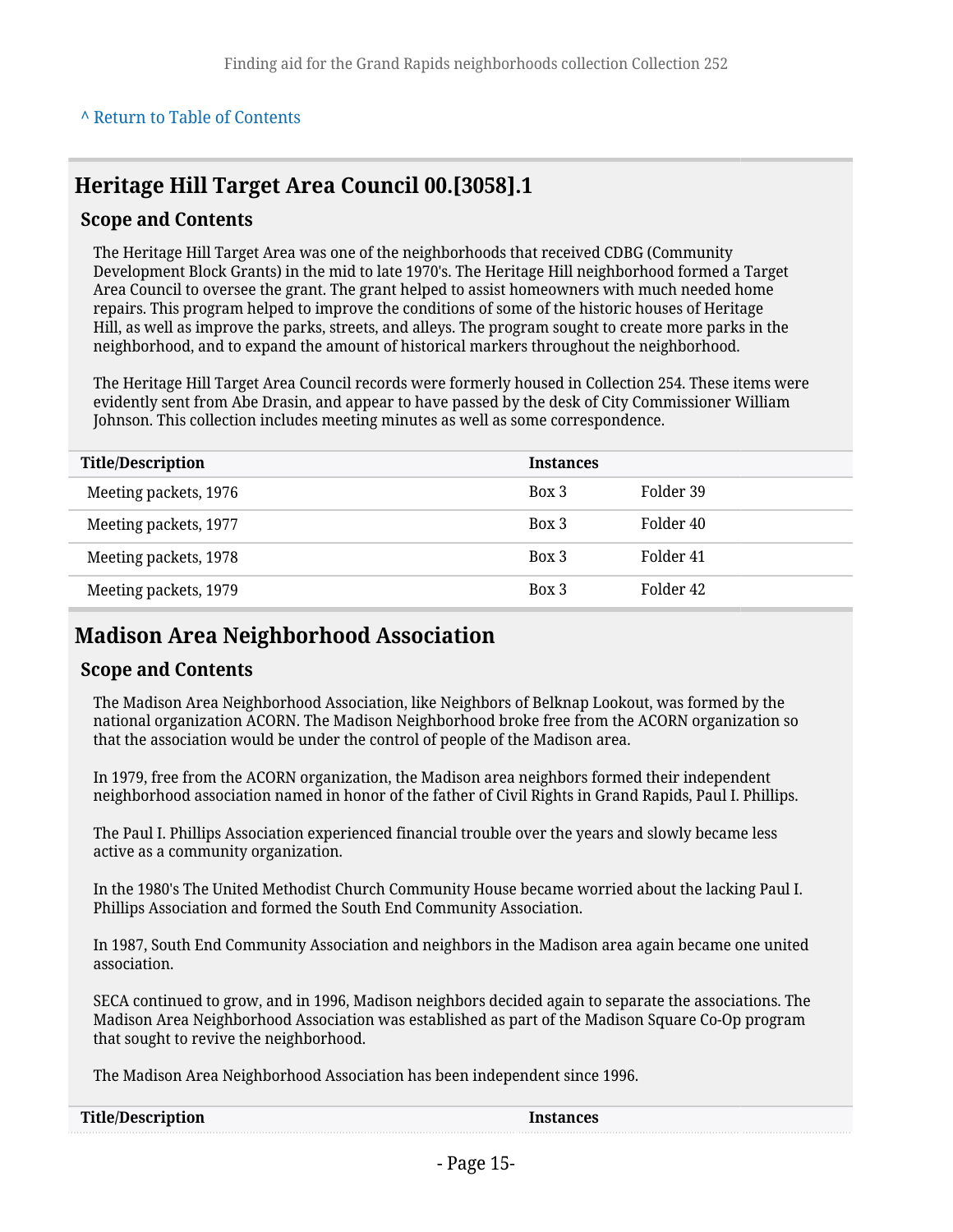^ Return to Table of Contents

## Heritage Hill Target Area Council 00.[3058].1

### Scope and Contents

The Heritage Hill Target Area was one of the neighborhoods that received CDBG (Community Development Block Grants) in the mid to late 1970's. The Heritage Hill neighborhood formed a Target Area Council to oversee the grant. The grant helped to assist homeowners with much needed home repairs. This program helped to improve the conditions of some of the historic houses of Heritage Hill, as well as improve the parks, streets, and alleys. The program sought to create more parks in the neighborhood, and to expand the amount of historical markers throughout the neighborhood.

The Heritage Hill Target Area Council records were formerly housed in Collection 254. These items were evidently sent from Abe Drasin, and appear to have passed by the desk of City Commissioner William Johnson. This collection includes meeting minutes as well as some correspondence.

| Title/Description | Instances | |
|---|---|---|
| Meeting packets, 1976 | Box 3 | Folder 39 |
| Meeting packets, 1977 | Box 3 | Folder 40 |
| Meeting packets, 1978 | Box 3 | Folder 41 |
| Meeting packets, 1979 | Box 3 | Folder 42 |

## Madison Area Neighborhood Association

### Scope and Contents

The Madison Area Neighborhood Association, like Neighbors of Belknap Lookout, was formed by the national organization ACORN. The Madison Neighborhood broke free from the ACORN organization so that the association would be under the control of people of the Madison area.

In 1979, free from the ACORN organization, the Madison area neighbors formed their independent neighborhood association named in honor of the father of Civil Rights in Grand Rapids, Paul I. Phillips.

The Paul I. Phillips Association experienced financial trouble over the years and slowly became less active as a community organization.

In the 1980's The United Methodist Church Community House became worried about the lacking Paul I. Phillips Association and formed the South End Community Association.

In 1987, South End Community Association and neighbors in the Madison area again became one united association.

SECA continued to grow, and in 1996, Madison neighbors decided again to separate the associations. The Madison Area Neighborhood Association was established as part of the Madison Square Co-Op program that sought to revive the neighborhood.

The Madison Area Neighborhood Association has been independent since 1996.

| Title/Description | Instances |
|---|---|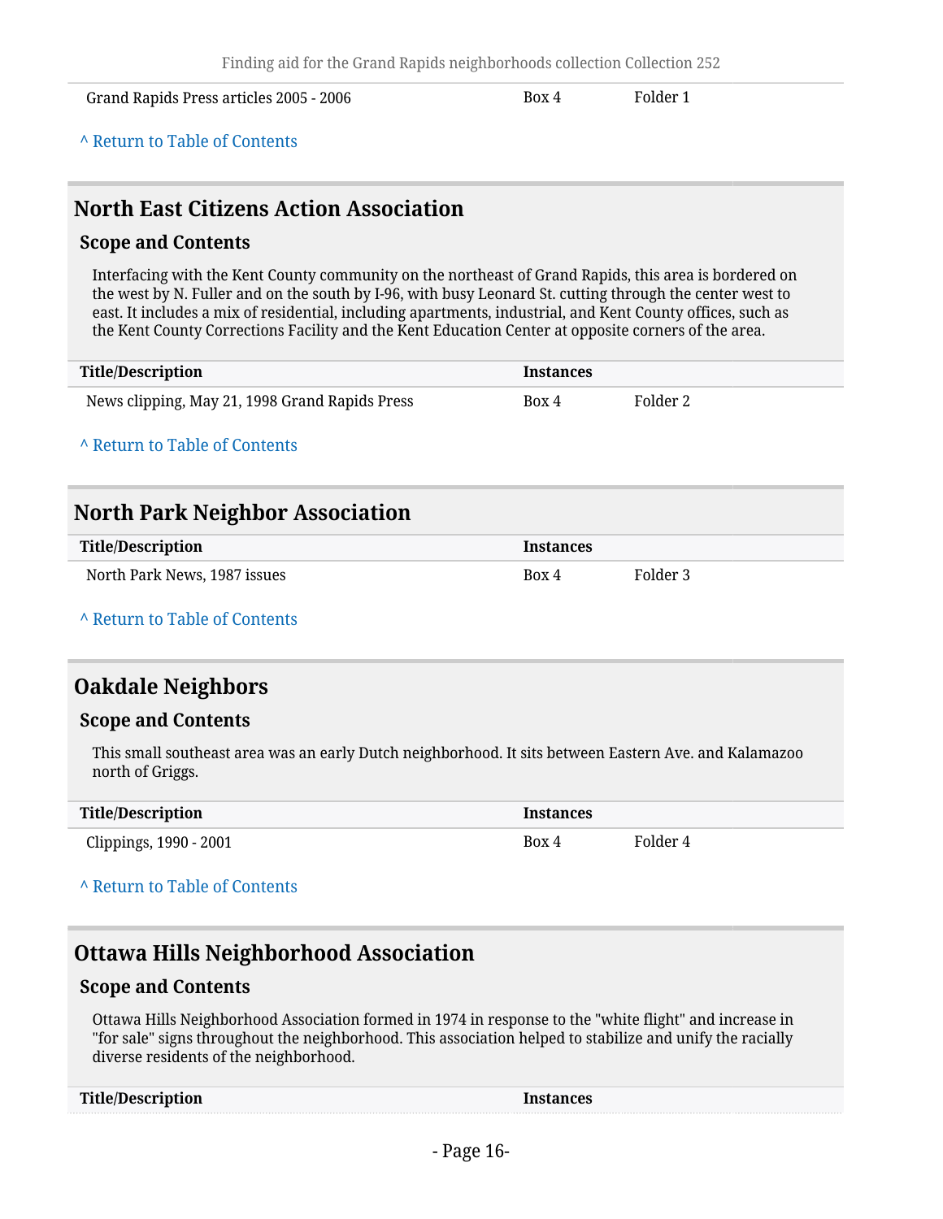| Title/Description | Instances | |
|---|---|---|
| Grand Rapids Press articles 2005 - 2006 | Box 4 | Folder 1 |

^ Return to Table of Contents

## North East Citizens Action Association

### Scope and Contents

Interfacing with the Kent County community on the northeast of Grand Rapids, this area is bordered on the west by N. Fuller and on the south by I-96, with busy Leonard St. cutting through the center west to east. It includes a mix of residential, including apartments, industrial, and Kent County offices, such as the Kent County Corrections Facility and the Kent Education Center at opposite corners of the area.

| Title/Description | Instances | |
|---|---|---|
| News clipping, May 21, 1998 Grand Rapids Press | Box 4 | Folder 2 |

^ Return to Table of Contents

## North Park Neighbor Association

| Title/Description | Instances | |
|---|---|---|
| North Park News, 1987 issues | Box 4 | Folder 3 |

^ Return to Table of Contents

## Oakdale Neighbors

### Scope and Contents

This small southeast area was an early Dutch neighborhood. It sits between Eastern Ave. and Kalamazoo north of Griggs.

| Title/Description | Instances | |
|---|---|---|
| Clippings, 1990 - 2001 | Box 4 | Folder 4 |

^ Return to Table of Contents

## Ottawa Hills Neighborhood Association

### Scope and Contents

Ottawa Hills Neighborhood Association formed in 1974 in response to the "white flight" and increase in "for sale" signs throughout the neighborhood. This association helped to stabilize and unify the racially diverse residents of the neighborhood.

| Title/Description | Instances |
|---|---|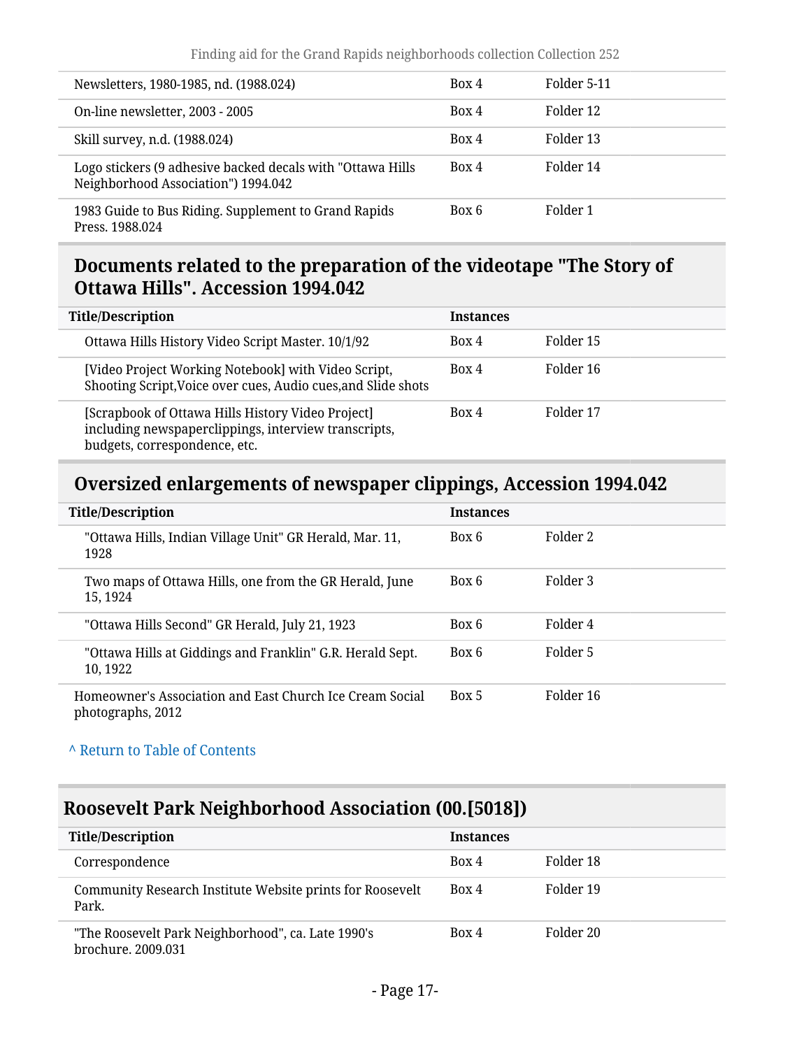| | | |
|---|---|---|
| Newsletters, 1980-1985, nd. (1988.024) | Box 4 | Folder 5-11 |
| On-line newsletter, 2003 - 2005 | Box 4 | Folder 12 |
| Skill survey, n.d. (1988.024) | Box 4 | Folder 13 |
| Logo stickers (9 adhesive backed decals with "Ottawa Hills Neighborhood Association") 1994.042 | Box 4 | Folder 14 |
| 1983 Guide to Bus Riding. Supplement to Grand Rapids Press. 1988.024 | Box 6 | Folder 1 |

## Documents related to the preparation of the videotape "The Story of Ottawa Hills". Accession 1994.042

| Title/Description | Instances | |
|---|---|---|
| Ottawa Hills History Video Script Master. 10/1/92 | Box 4 | Folder 15 |
| [Video Project Working Notebook] with Video Script, Shooting Script,Voice over cues, Audio cues,and Slide shots | Box 4 | Folder 16 |
| [Scrapbook of Ottawa Hills History Video Project] including newspaperclippings, interview transcripts, budgets, correspondence, etc. | Box 4 | Folder 17 |

## Oversized enlargements of newspaper clippings, Accession 1994.042

| Title/Description | Instances | |
|---|---|---|
| "Ottawa Hills, Indian Village Unit" GR Herald, Mar. 11, 1928 | Box 6 | Folder 2 |
| Two maps of Ottawa Hills, one from the GR Herald, June 15, 1924 | Box 6 | Folder 3 |
| "Ottawa Hills Second" GR Herald, July 21, 1923 | Box 6 | Folder 4 |
| "Ottawa Hills at Giddings and Franklin" G.R. Herald Sept. 10, 1922 | Box 6 | Folder 5 |
| Homeowner's Association and East Church Ice Cream Social photographs, 2012 | Box 5 | Folder 16 |

^ Return to Table of Contents

## Roosevelt Park Neighborhood Association (00.[5018])

| Title/Description | Instances | |
|---|---|---|
| Correspondence | Box 4 | Folder 18 |
| Community Research Institute Website prints for Roosevelt Park. | Box 4 | Folder 19 |
| "The Roosevelt Park Neighborhood", ca. Late 1990's brochure. 2009.031 | Box 4 | Folder 20 |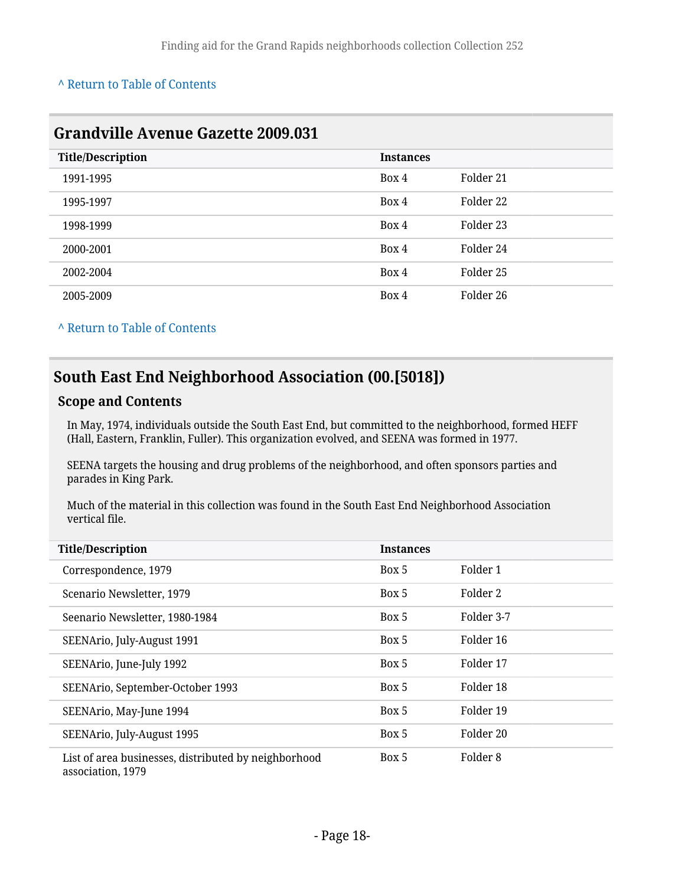^ Return to Table of Contents

## Grandville Avenue Gazette 2009.031

| Title/Description | Instances | |
| --- | --- | --- |
| 1991-1995 | Box 4 | Folder 21 |
| 1995-1997 | Box 4 | Folder 22 |
| 1998-1999 | Box 4 | Folder 23 |
| 2000-2001 | Box 4 | Folder 24 |
| 2002-2004 | Box 4 | Folder 25 |
| 2005-2009 | Box 4 | Folder 26 |

^ Return to Table of Contents

## South East End Neighborhood Association (00.[5018])

### Scope and Contents

In May, 1974, individuals outside the South East End, but committed to the neighborhood, formed HEFF (Hall, Eastern, Franklin, Fuller). This organization evolved, and SEENA was formed in 1977.

SEENA targets the housing and drug problems of the neighborhood, and often sponsors parties and parades in King Park.

Much of the material in this collection was found in the South East End Neighborhood Association vertical file.

| Title/Description | Instances | |
| --- | --- | --- |
| Correspondence, 1979 | Box 5 | Folder 1 |
| Scenario Newsletter, 1979 | Box 5 | Folder 2 |
| Seenario Newsletter, 1980-1984 | Box 5 | Folder 3-7 |
| SEENArio, July-August 1991 | Box 5 | Folder 16 |
| SEENArio, June-July 1992 | Box 5 | Folder 17 |
| SEENArio, September-October 1993 | Box 5 | Folder 18 |
| SEENArio, May-June 1994 | Box 5 | Folder 19 |
| SEENArio, July-August 1995 | Box 5 | Folder 20 |
| List of area businesses, distributed by neighborhood association, 1979 | Box 5 | Folder 8 |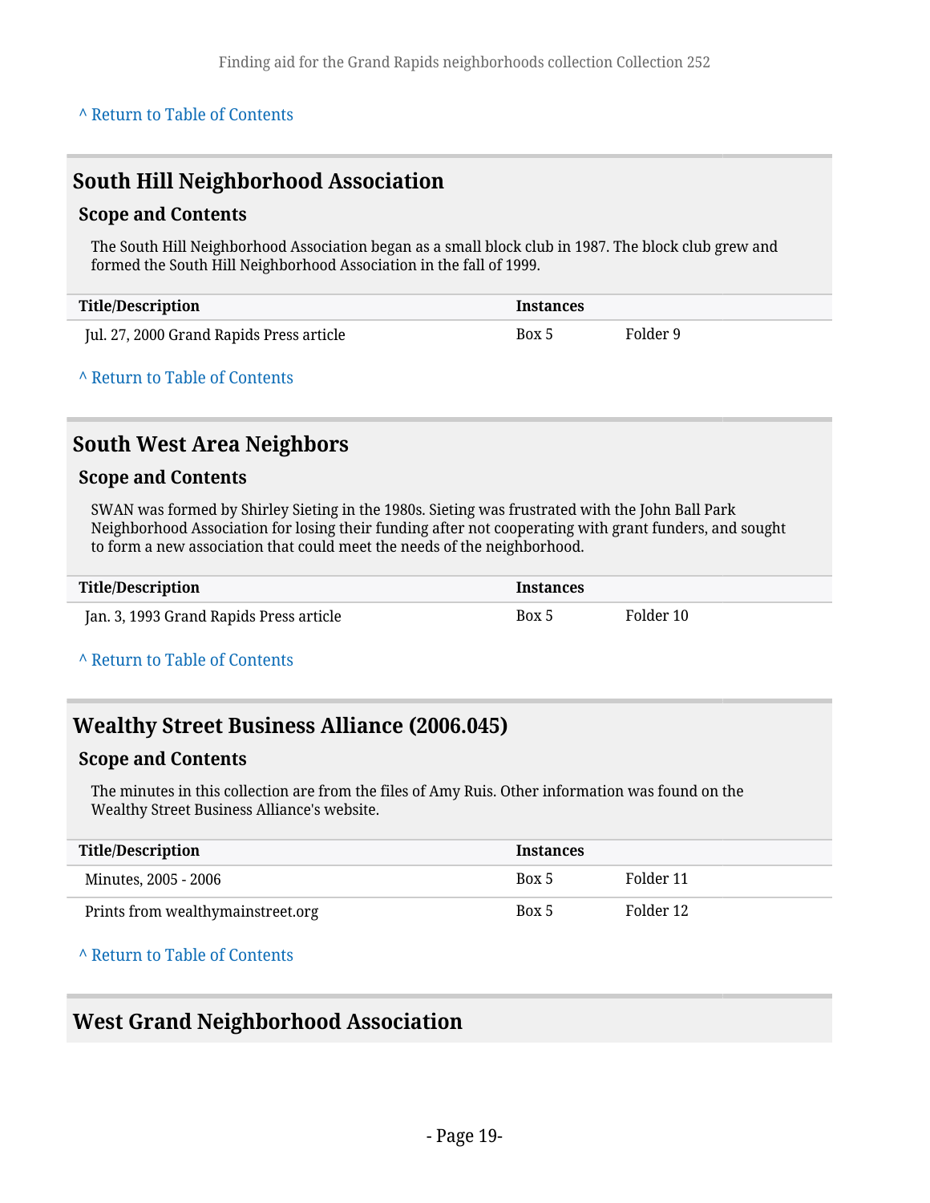^ Return to Table of Contents

## South Hill Neighborhood Association

### Scope and Contents

The South Hill Neighborhood Association began as a small block club in 1987. The block club grew and formed the South Hill Neighborhood Association in the fall of 1999.

| Title/Description | Instances | |
|---|---|---|
| Jul. 27, 2000 Grand Rapids Press article | Box 5 | Folder 9 |

^ Return to Table of Contents

## South West Area Neighbors

### Scope and Contents

SWAN was formed by Shirley Sieting in the 1980s. Sieting was frustrated with the John Ball Park Neighborhood Association for losing their funding after not cooperating with grant funders, and sought to form a new association that could meet the needs of the neighborhood.

| Title/Description | Instances | |
|---|---|---|
| Jan. 3, 1993 Grand Rapids Press article | Box 5 | Folder 10 |

^ Return to Table of Contents

## Wealthy Street Business Alliance (2006.045)

### Scope and Contents

The minutes in this collection are from the files of Amy Ruis. Other information was found on the Wealthy Street Business Alliance's website.

| Title/Description | Instances | |
|---|---|---|
| Minutes, 2005 - 2006 | Box 5 | Folder 11 |
| Prints from wealthymainstreet.org | Box 5 | Folder 12 |

^ Return to Table of Contents

## West Grand Neighborhood Association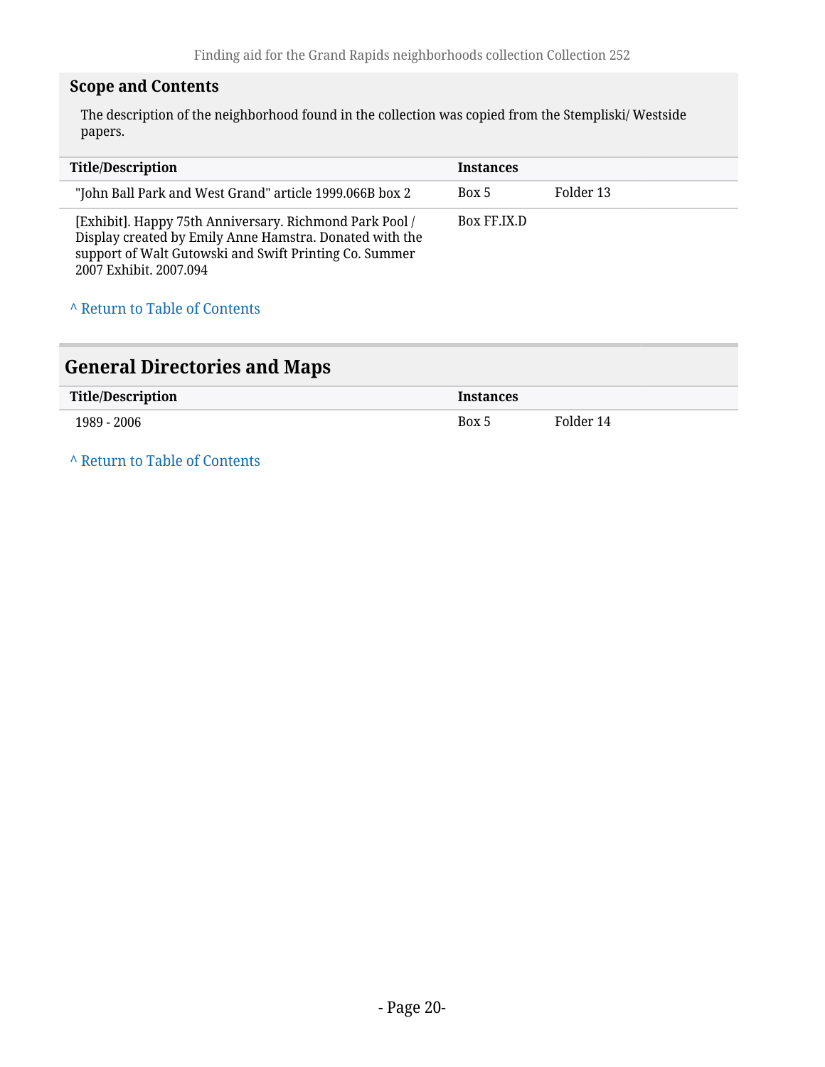### Scope and Contents

The description of the neighborhood found in the collection was copied from the Stempliski/ Westside papers.

| Title/Description | Instances | |
|---|---|---|
| "John Ball Park and West Grand" article 1999.066B box 2 | Box 5 | Folder 13 |
| [Exhibit]. Happy 75th Anniversary. Richmond Park Pool / Display created by Emily Anne Hamstra. Donated with the support of Walt Gutowski and Swift Printing Co. Summer 2007 Exhibit. 2007.094 | Box FF.IX.D | |

^ Return to Table of Contents

## General Directories and Maps

| Title/Description | Instances | |
|---|---|---|
| 1989 - 2006 | Box 5 | Folder 14 |

^ Return to Table of Contents